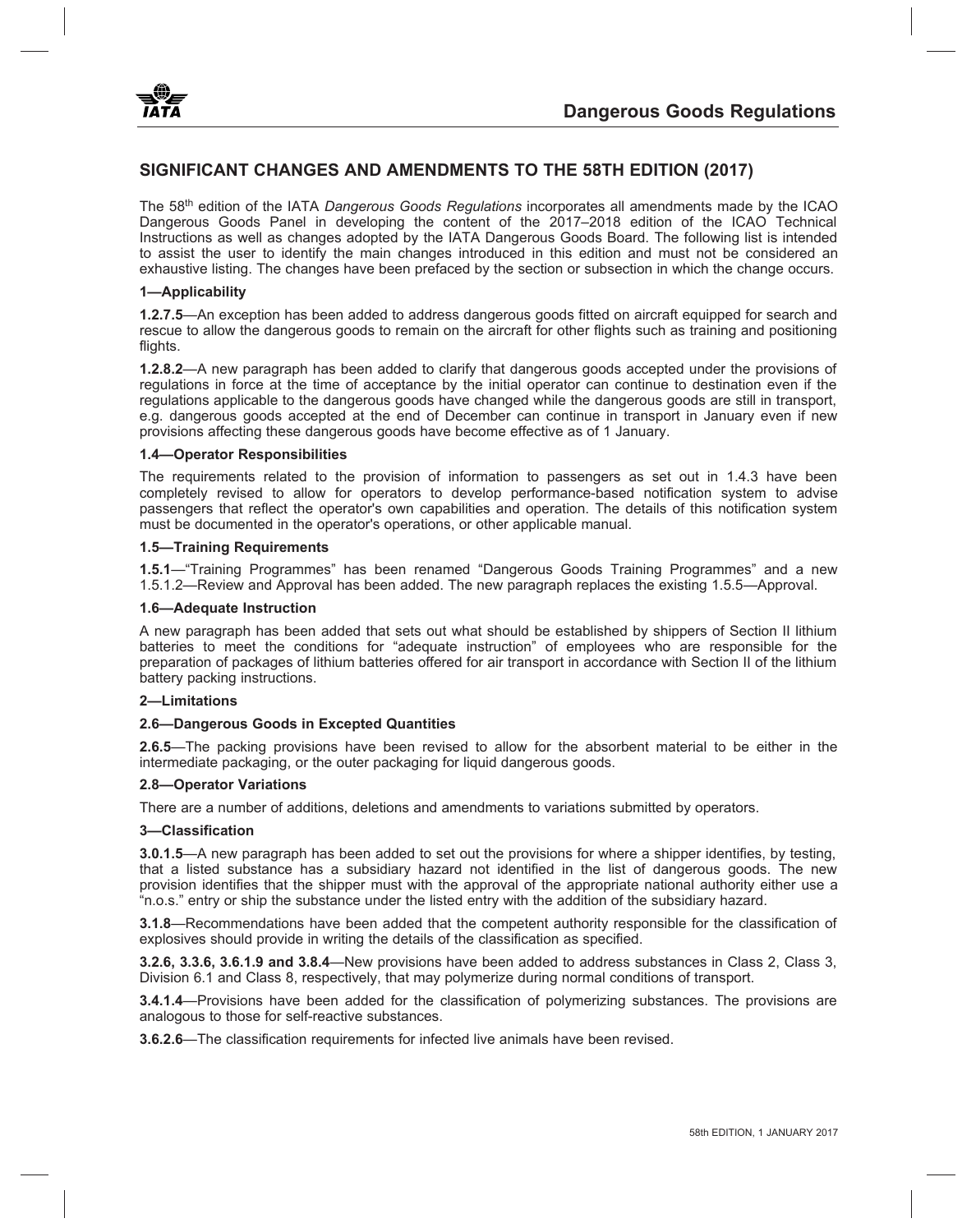# SIGNIFICANT CHANGES AND AMENDMENTS TO THE 58TH EDITION (2017)

The 58th edition of the IATA *Dangerous Goods Regulations* incorporates all amendments made by the ICAO Dangerous Goods Panel in developing the content of the 2017–2018 edition of the ICAO Technical Instructions as well as changes adopted by the IATA Dangerous Goods Board. The following list is intended to assist the user to identify the main changes introduced in this edition and must not be considered an exhaustive listing. The changes have been prefaced by the section or subsection in which the change occurs.

### 1—Applicability

**1.2.7.5**—An exception has been added to address dangerous goods fitted on aircraft equipped for search and rescue to allow the dangerous goods to remain on the aircraft for other flights such as training and positioning flights.

**1.2.8.2**—A new paragraph has been added to clarify that dangerous goods accepted under the provisions of regulations in force at the time of acceptance by the initial operator can continue to destination even if the regulations applicable to the dangerous goods have changed while the dangerous goods are still in transport, e.g. dangerous goods accepted at the end of December can continue in transport in January even if new provisions affecting these dangerous goods have become effective as of 1 January.

### 1.4—Operator Responsibilities

The requirements related to the provision of information to passengers as set out in 1.4.3 have been completely revised to allow for operators to develop performance-based notification system to advise passengers that reflect the operator's own capabilities and operation. The details of this notification system must be documented in the operator's operations, or other applicable manual.

### 1.5—Training Requirements

**1.5.1**—"Training Programmes" has been renamed "Dangerous Goods Training Programmes" and a new 1.5.1.2—Review and Approval has been added. The new paragraph replaces the existing 1.5.5—Approval.

### 1.6—Adequate Instruction

A new paragraph has been added that sets out what should be established by shippers of Section II lithium batteries to meet the conditions for "adequate instruction" of employees who are responsible for the preparation of packages of lithium batteries offered for air transport in accordance with Section II of the lithium battery packing instructions.

### 2—Limitations

### 2.6—Dangerous Goods in Excepted Quantities

**2.6.5**—The packing provisions have been revised to allow for the absorbent material to be either in the intermediate packaging, or the outer packaging for liquid dangerous goods.

### 2.8—Operator Variations

There are a number of additions, deletions and amendments to variations submitted by operators.

### 3—Classification

**3.0.1.5**—A new paragraph has been added to set out the provisions for where a shipper identifies, by testing, that a listed substance has a subsidiary hazard not identified in the list of dangerous goods. The new provision identifies that the shipper must with the approval of the appropriate national authority either use a "n.o.s." entry or ship the substance under the listed entry with the addition of the subsidiary hazard.

**3.1.8**—Recommendations have been added that the competent authority responsible for the classification of explosives should provide in writing the details of the classification as specified.

**3.2.6, 3.3.6, 3.6.1.9 and 3.8.4**—New provisions have been added to address substances in Class 2, Class 3, Division 6.1 and Class 8, respectively, that may polymerize during normal conditions of transport.

**3.4.1.4**—Provisions have been added for the classification of polymerizing substances. The provisions are analogous to those for self-reactive substances.

**3.6.2.6**—The classification requirements for infected live animals have been revised.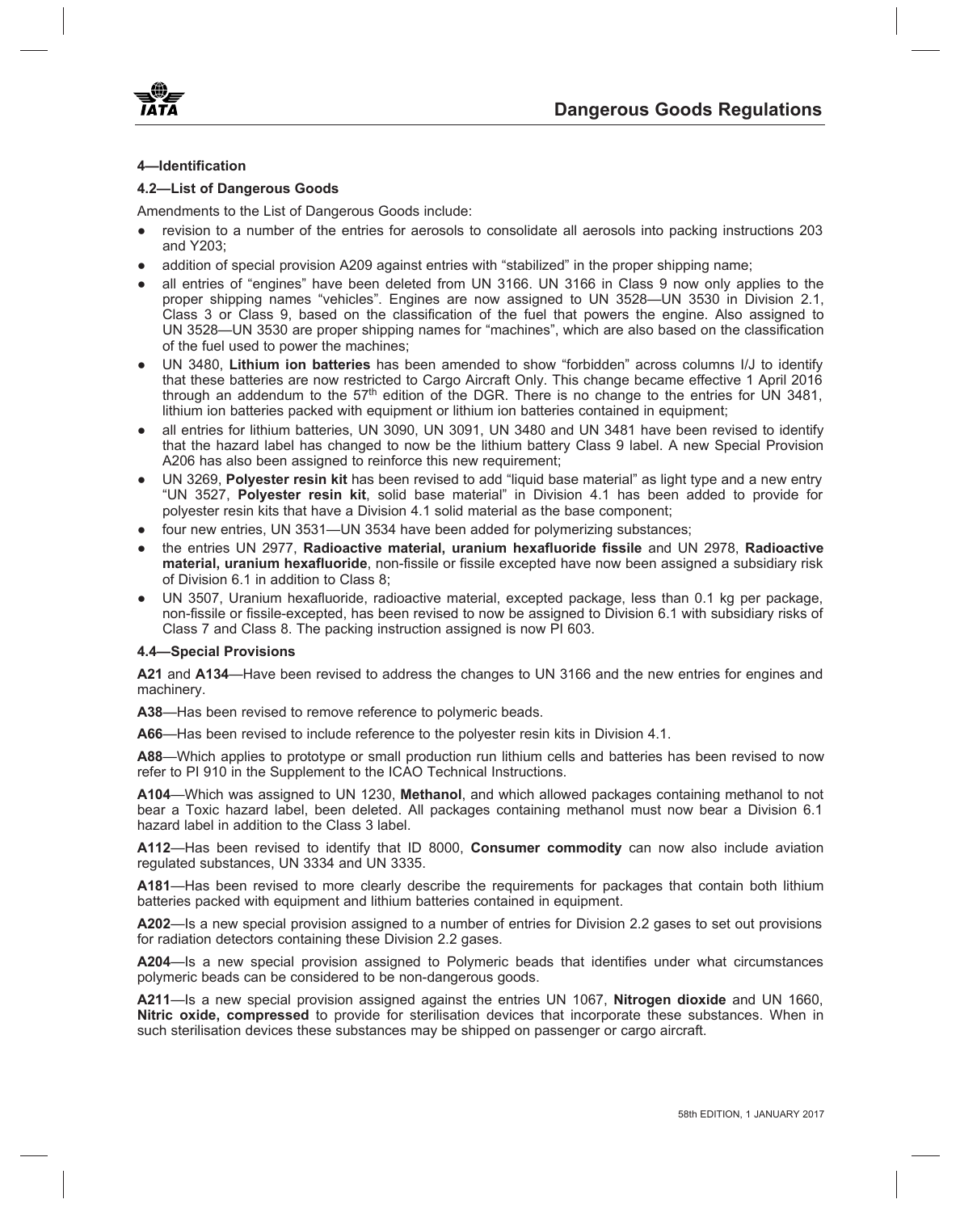#### 4—Identification

#### 4.2—List of Dangerous Goods

Amendments to the List of Dangerous Goods include:

- revision to a number of the entries for aerosols to consolidate all aerosols into packing instructions 203 and Y203;
- addition of special provision A209 against entries with "stabilized" in the proper shipping name;
- all entries of "engines" have been deleted from UN 3166. UN 3166 in Class 9 now only applies to the proper shipping names "vehicles". Engines are now assigned to UN 3528—UN 3530 in Division 2.1, Class 3 or Class 9, based on the classification of the fuel that powers the engine. Also assigned to UN 3528—UN 3530 are proper shipping names for "machines", which are also based on the classification of the fuel used to power the machines;
- UN 3480, **Lithium ion batteries** has been amended to show "forbidden" across columns I/J to identify that these batteries are now restricted to Cargo Aircraft Only. This change became effective 1 April 2016 through an addendum to the 57th edition of the DGR. There is no change to the entries for UN 3481, lithium ion batteries packed with equipment or lithium ion batteries contained in equipment;
- all entries for lithium batteries, UN 3090, UN 3091, UN 3480 and UN 3481 have been revised to identify that the hazard label has changed to now be the lithium battery Class 9 label. A new Special Provision A206 has also been assigned to reinforce this new requirement;
- UN 3269, **Polyester resin kit** has been revised to add "liquid base material" as light type and a new entry "UN 3527, **Polyester resin kit**, solid base material" in Division 4.1 has been added to provide for polyester resin kits that have a Division 4.1 solid material as the base component;
- four new entries, UN 3531—UN 3534 have been added for polymerizing substances;
- the entries UN 2977, **Radioactive material, uranium hexafluoride fissile** and UN 2978, **Radioactive material, uranium hexafluoride**, non-fissile or fissile excepted have now been assigned a subsidiary risk of Division 6.1 in addition to Class 8;
- UN 3507, Uranium hexafluoride, radioactive material, excepted package, less than 0.1 kg per package, non-fissile or fissile-excepted, has been revised to now be assigned to Division 6.1 with subsidiary risks of Class 7 and Class 8. The packing instruction assigned is now PI 603.

#### 4.4—Special Provisions

**A21** and **A134**—Have been revised to address the changes to UN 3166 and the new entries for engines and machinery.

**A38**—Has been revised to remove reference to polymeric beads.

**A66**—Has been revised to include reference to the polyester resin kits in Division 4.1.

**A88**—Which applies to prototype or small production run lithium cells and batteries has been revised to now refer to PI 910 in the Supplement to the ICAO Technical Instructions.

**A104**—Which was assigned to UN 1230, **Methanol**, and which allowed packages containing methanol to not bear a Toxic hazard label, been deleted. All packages containing methanol must now bear a Division 6.1 hazard label in addition to the Class 3 label.

**A112**—Has been revised to identify that ID 8000, **Consumer commodity** can now also include aviation regulated substances, UN 3334 and UN 3335.

**A181**—Has been revised to more clearly describe the requirements for packages that contain both lithium batteries packed with equipment and lithium batteries contained in equipment.

**A202**—Is a new special provision assigned to a number of entries for Division 2.2 gases to set out provisions for radiation detectors containing these Division 2.2 gases.

**A204**—Is a new special provision assigned to Polymeric beads that identifies under what circumstances polymeric beads can be considered to be non-dangerous goods.

**A211**—Is a new special provision assigned against the entries UN 1067, **Nitrogen dioxide** and UN 1660, **Nitric oxide, compressed** to provide for sterilisation devices that incorporate these substances. When in such sterilisation devices these substances may be shipped on passenger or cargo aircraft.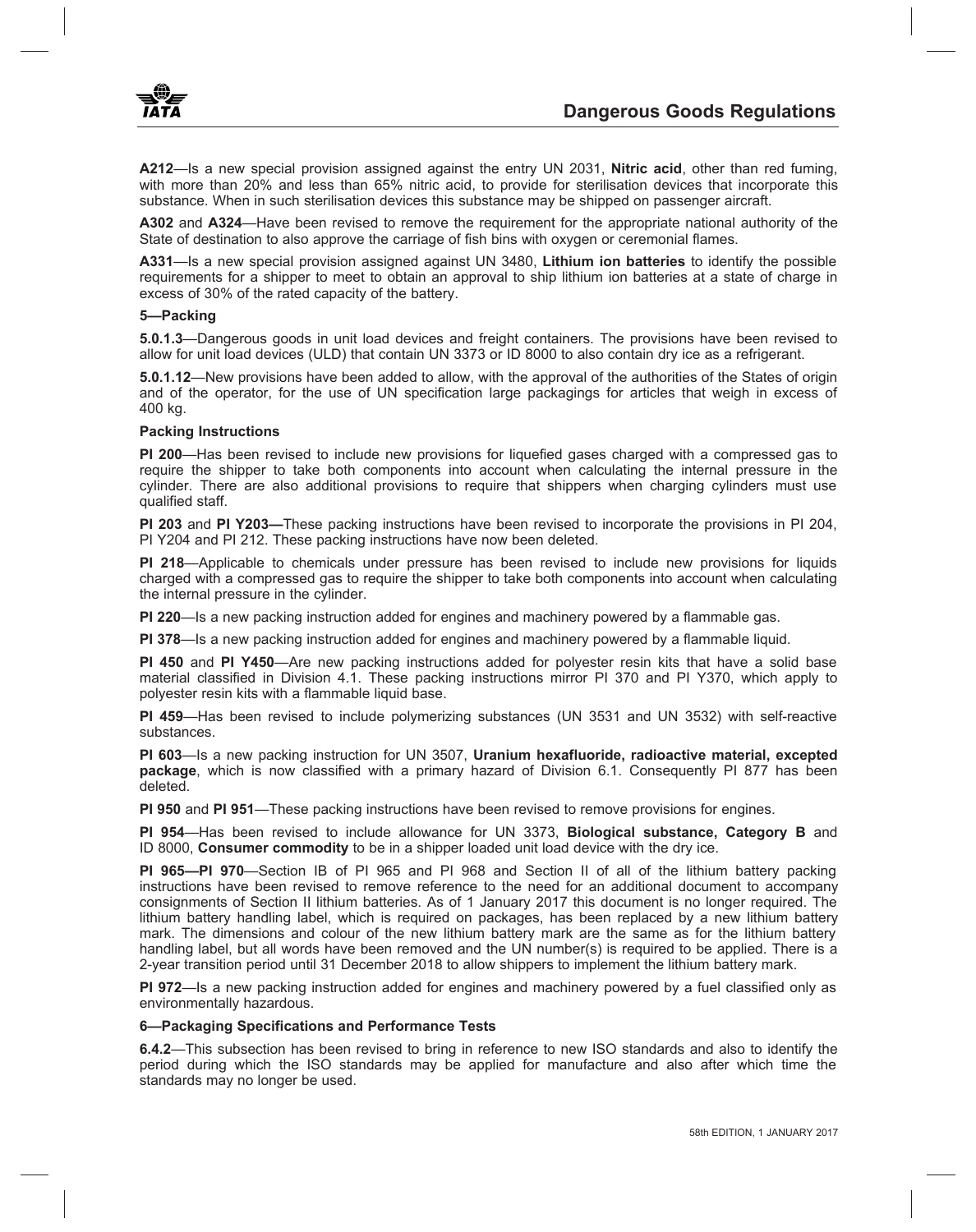**A212**—Is a new special provision assigned against the entry UN 2031, **Nitric acid**, other than red fuming, with more than 20% and less than 65% nitric acid, to provide for sterilisation devices that incorporate this substance. When in such sterilisation devices this substance may be shipped on passenger aircraft.

**A302** and **A324**—Have been revised to remove the requirement for the appropriate national authority of the State of destination to also approve the carriage of fish bins with oxygen or ceremonial flames.

**A331**—Is a new special provision assigned against UN 3480, **Lithium ion batteries** to identify the possible requirements for a shipper to meet to obtain an approval to ship lithium ion batteries at a state of charge in excess of 30% of the rated capacity of the battery.

### 5—Packing

**5.0.1.3**—Dangerous goods in unit load devices and freight containers. The provisions have been revised to allow for unit load devices (ULD) that contain UN 3373 or ID 8000 to also contain dry ice as a refrigerant.

**5.0.1.12**—New provisions have been added to allow, with the approval of the authorities of the States of origin and of the operator, for the use of UN specification large packagings for articles that weigh in excess of 400 kg.

### Packing Instructions

**PI 200**—Has been revised to include new provisions for liquefied gases charged with a compressed gas to require the shipper to take both components into account when calculating the internal pressure in the cylinder. There are also additional provisions to require that shippers when charging cylinders must use qualified staff.

**PI 203** and **PI Y203—**These packing instructions have been revised to incorporate the provisions in PI 204, PI Y204 and PI 212. These packing instructions have now been deleted.

**PI 218**—Applicable to chemicals under pressure has been revised to include new provisions for liquids charged with a compressed gas to require the shipper to take both components into account when calculating the internal pressure in the cylinder.

**PI 220**—Is a new packing instruction added for engines and machinery powered by a flammable gas.

**PI 378**—Is a new packing instruction added for engines and machinery powered by a flammable liquid.

**PI 450** and **PI Y450**—Are new packing instructions added for polyester resin kits that have a solid base material classified in Division 4.1. These packing instructions mirror PI 370 and PI Y370, which apply to polyester resin kits with a flammable liquid base.

**PI 459**—Has been revised to include polymerizing substances (UN 3531 and UN 3532) with self-reactive substances.

**PI 603**—Is a new packing instruction for UN 3507, **Uranium hexafluoride, radioactive material, excepted package**, which is now classified with a primary hazard of Division 6.1. Consequently PI 877 has been deleted.

**PI 950** and **PI 951**—These packing instructions have been revised to remove provisions for engines.

**PI 954**—Has been revised to include allowance for UN 3373, **Biological substance, Category B** and ID 8000, **Consumer commodity** to be in a shipper loaded unit load device with the dry ice.

**PI 965—PI 970**—Section IB of PI 965 and PI 968 and Section II of all of the lithium battery packing instructions have been revised to remove reference to the need for an additional document to accompany consignments of Section II lithium batteries. As of 1 January 2017 this document is no longer required. The lithium battery handling label, which is required on packages, has been replaced by a new lithium battery mark. The dimensions and colour of the new lithium battery mark are the same as for the lithium battery handling label, but all words have been removed and the UN number(s) is required to be applied. There is a 2-year transition period until 31 December 2018 to allow shippers to implement the lithium battery mark.

**PI 972**—Is a new packing instruction added for engines and machinery powered by a fuel classified only as environmentally hazardous.

### 6—Packaging Specifications and Performance Tests

**6.4.2**—This subsection has been revised to bring in reference to new ISO standards and also to identify the period during which the ISO standards may be applied for manufacture and also after which time the standards may no longer be used.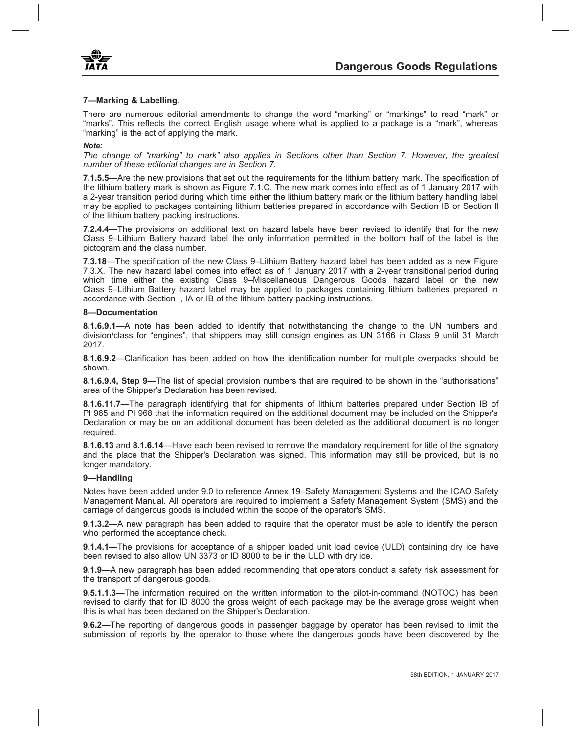**7—Marking & Labelling**.

There are numerous editorial amendments to change the word "marking" or "markings" to read "mark" or "marks". This reflects the correct English usage where what is applied to a package is a "mark", whereas "marking" is the act of applying the mark.

***Note:***

*The change of "marking" to mark" also applies in Sections other than Section 7. However, the greatest number of these editorial changes are in Section 7.*

**7.1.5.5**—Are the new provisions that set out the requirements for the lithium battery mark. The specification of the lithium battery mark is shown as Figure 7.1.C. The new mark comes into effect as of 1 January 2017 with a 2-year transition period during which time either the lithium battery mark or the lithium battery handling label may be applied to packages containing lithium batteries prepared in accordance with Section IB or Section II of the lithium battery packing instructions.

**7.2.4.4**—The provisions on additional text on hazard labels have been revised to identify that for the new Class 9–Lithium Battery hazard label the only information permitted in the bottom half of the label is the pictogram and the class number.

**7.3.18**—The specification of the new Class 9–Lithium Battery hazard label has been added as a new Figure 7.3.X. The new hazard label comes into effect as of 1 January 2017 with a 2-year transitional period during which time either the existing Class 9–Miscellaneous Dangerous Goods hazard label or the new Class 9–Lithium Battery hazard label may be applied to packages containing lithium batteries prepared in accordance with Section I, IA or IB of the lithium battery packing instructions.

**8—Documentation**

**8.1.6.9.1**—A note has been added to identify that notwithstanding the change to the UN numbers and division/class for "engines", that shippers may still consign engines as UN 3166 in Class 9 until 31 March 2017.

**8.1.6.9.2**—Clarification has been added on how the identification number for multiple overpacks should be shown.

**8.1.6.9.4, Step 9**—The list of special provision numbers that are required to be shown in the "authorisations" area of the Shipper's Declaration has been revised.

**8.1.6.11.7**—The paragraph identifying that for shipments of lithium batteries prepared under Section IB of PI 965 and PI 968 that the information required on the additional document may be included on the Shipper's Declaration or may be on an additional document has been deleted as the additional document is no longer required.

**8.1.6.13** and **8.1.6.14**—Have each been revised to remove the mandatory requirement for title of the signatory and the place that the Shipper's Declaration was signed. This information may still be provided, but is no longer mandatory.

**9—Handling**

Notes have been added under 9.0 to reference Annex 19–Safety Management Systems and the ICAO Safety Management Manual. All operators are required to implement a Safety Management System (SMS) and the carriage of dangerous goods is included within the scope of the operator's SMS.

**9.1.3.2**—A new paragraph has been added to require that the operator must be able to identify the person who performed the acceptance check.

**9.1.4.1**—The provisions for acceptance of a shipper loaded unit load device (ULD) containing dry ice have been revised to also allow UN 3373 or ID 8000 to be in the ULD with dry ice.

**9.1.9**—A new paragraph has been added recommending that operators conduct a safety risk assessment for the transport of dangerous goods.

**9.5.1.1.3**—The information required on the written information to the pilot-in-command (NOTOC) has been revised to clarify that for ID 8000 the gross weight of each package may be the average gross weight when this is what has been declared on the Shipper's Declaration.

**9.6.2**—The reporting of dangerous goods in passenger baggage by operator has been revised to limit the submission of reports by the operator to those where the dangerous goods have been discovered by the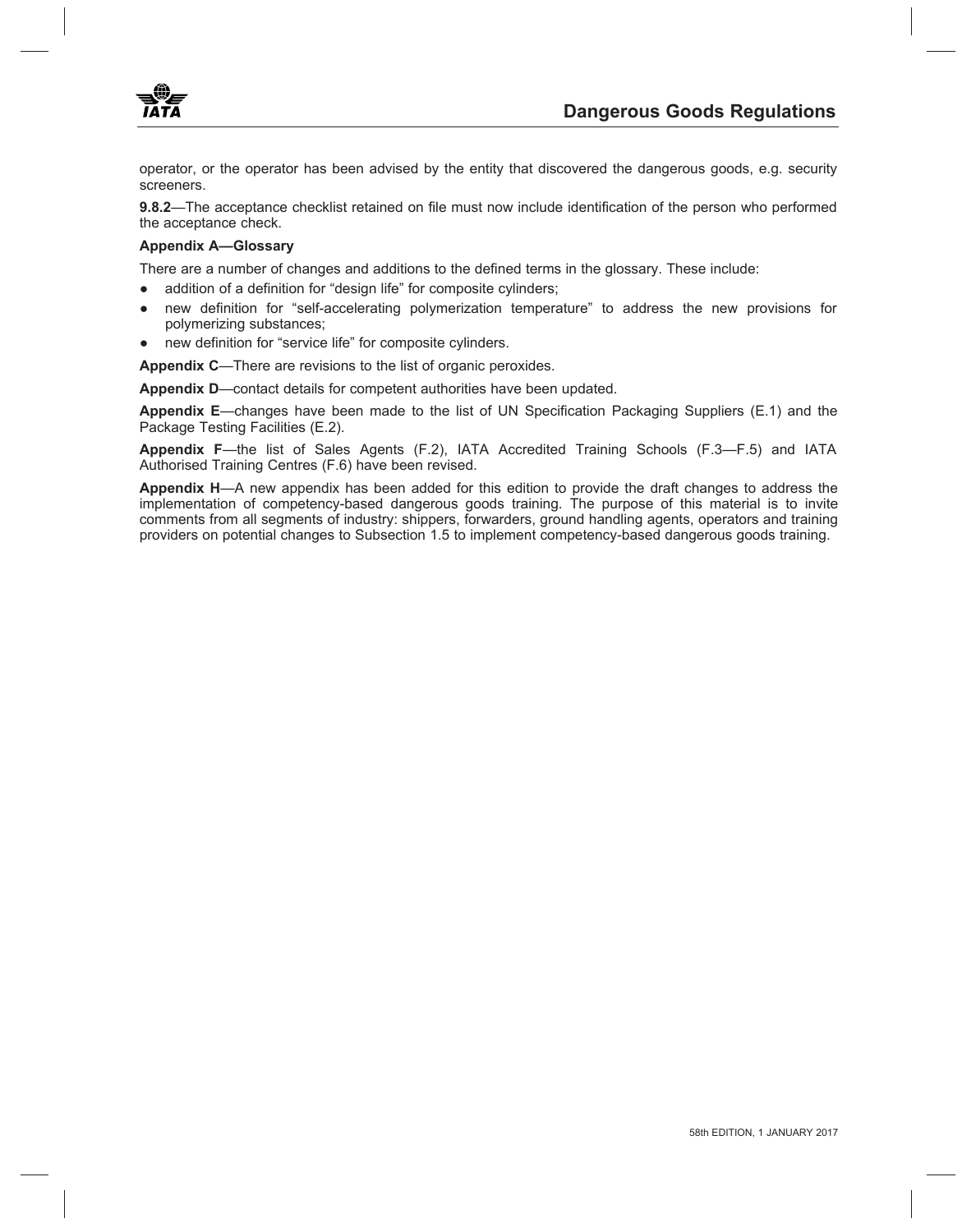operator, or the operator has been advised by the entity that discovered the dangerous goods, e.g. security screeners.

**9.8.2**—The acceptance checklist retained on file must now include identification of the person who performed the acceptance check.

**Appendix A—Glossary**

There are a number of changes and additions to the defined terms in the glossary. These include:

- addition of a definition for "design life" for composite cylinders;
- new definition for "self-accelerating polymerization temperature" to address the new provisions for polymerizing substances;
- new definition for "service life" for composite cylinders.

**Appendix C**—There are revisions to the list of organic peroxides.

**Appendix D**—contact details for competent authorities have been updated.

**Appendix E**—changes have been made to the list of UN Specification Packaging Suppliers (E.1) and the Package Testing Facilities (E.2).

**Appendix F**—the list of Sales Agents (F.2), IATA Accredited Training Schools (F.3—F.5) and IATA Authorised Training Centres (F.6) have been revised.

**Appendix H**—A new appendix has been added for this edition to provide the draft changes to address the implementation of competency-based dangerous goods training. The purpose of this material is to invite comments from all segments of industry: shippers, forwarders, ground handling agents, operators and training providers on potential changes to Subsection 1.5 to implement competency-based dangerous goods training.